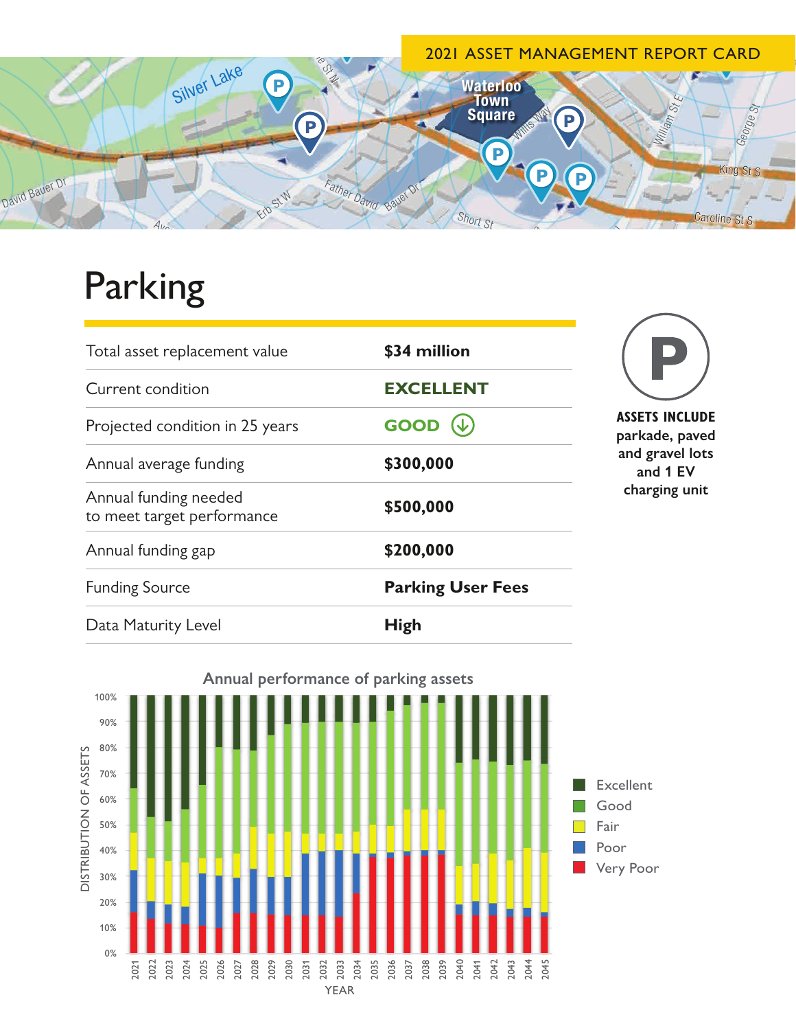2021 ASSET MANAGEMENT REPORT CARD

# Parking

| Total asset replacement value | **$34 million** |
|---|---|
| Current condition | **EXCELLENT** |
| Projected condition in 25 years | **GOOD** ↓ |
| Annual average funding | **$300,000** |
| Annual funding needed to meet target performance | **$500,000** |
| Annual funding gap | **$200,000** |
| Funding Source | **Parking User Fees** |
| Data Maturity Level | **High** |

**ASSETS INCLUDE** parkade, paved and gravel lots and 1 EV charging unit

**Annual performance of parking assets**

DISTRIBUTION OF ASSETS (0%–100%) by YEAR (2021–2045)

Legend: Excellent, Good, Fair, Poor, Very Poor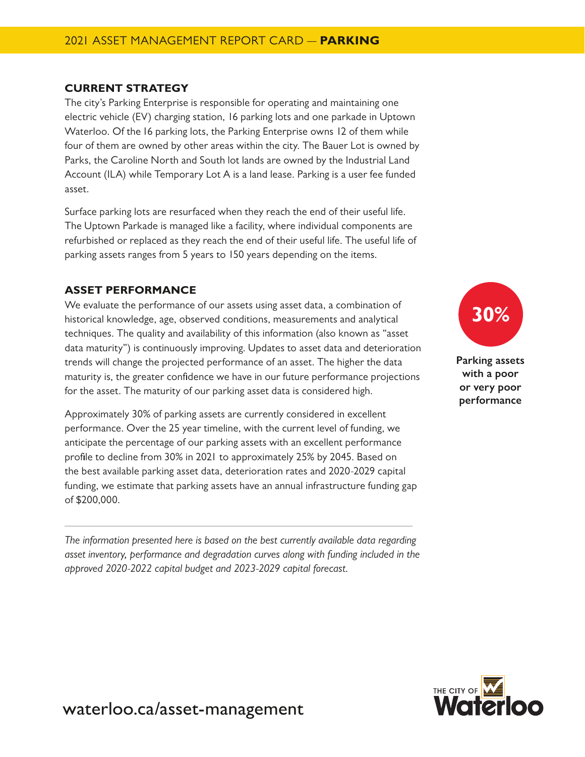## CURRENT STRATEGY

The city's Parking Enterprise is responsible for operating and maintaining one electric vehicle (EV) charging station, 16 parking lots and one parkade in Uptown Waterloo. Of the 16 parking lots, the Parking Enterprise owns 12 of them while four of them are owned by other areas within the city. The Bauer Lot is owned by Parks, the Caroline North and South lot lands are owned by the Industrial Land Account (ILA) while Temporary Lot A is a land lease. Parking is a user fee funded asset.

Surface parking lots are resurfaced when they reach the end of their useful life. The Uptown Parkade is managed like a facility, where individual components are refurbished or replaced as they reach the end of their useful life. The useful life of parking assets ranges from 5 years to 150 years depending on the items.

## ASSET PERFORMANCE

We evaluate the performance of our assets using asset data, a combination of historical knowledge, age, observed conditions, measurements and analytical techniques. The quality and availability of this information (also known as "asset data maturity") is continuously improving. Updates to asset data and deterioration trends will change the projected performance of an asset. The higher the data maturity is, the greater confidence we have in our future performance projections for the asset. The maturity of our parking asset data is considered high.

**30%**

**Parking assets with a poor or very poor performance**

Approximately 30% of parking assets are currently considered in excellent performance. Over the 25 year timeline, with the current level of funding, we anticipate the percentage of our parking assets with an excellent performance profile to decline from 30% in 2021 to approximately 25% by 2045. Based on the best available parking asset data, deterioration rates and 2020-2029 capital funding, we estimate that parking assets have an annual infrastructure funding gap of $200,000.

---

*The information presented here is based on the best currently available data regarding asset inventory, performance and degradation curves along with funding included in the approved 2020-2022 capital budget and 2023-2029 capital forecast.*

waterloo.ca/asset-management

THE CITY OF Waterloo